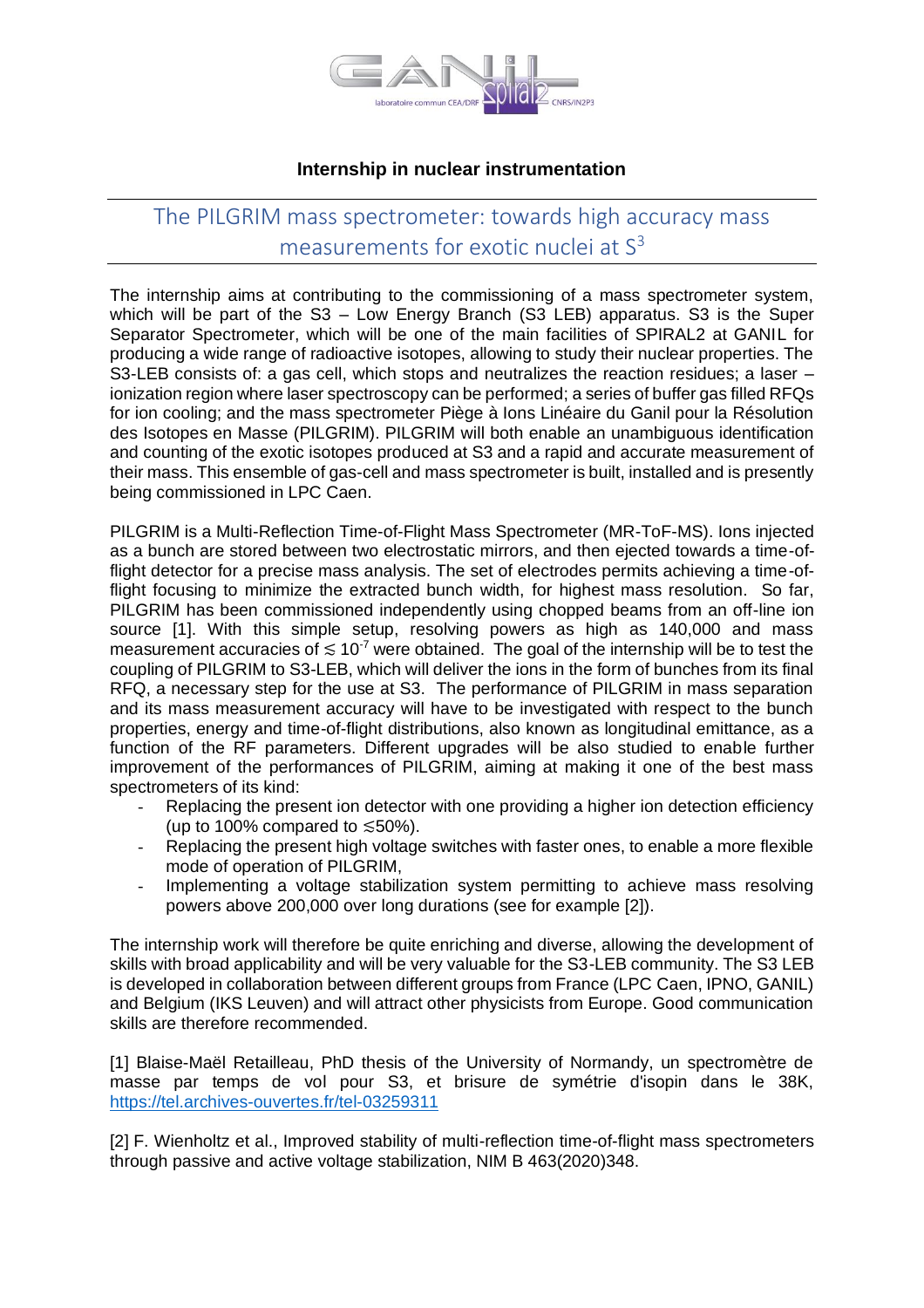### Internship in nuclear instrumentation

# The PILGRIM mass spectrometer: towards high accuracy mass measurements for exotic nuclei at $S^3$

The internship aims at contributing to the commissioning of a mass spectrometer system, which will be part of the S3 – Low Energy Branch (S3 LEB) apparatus. S3 is the Super Separator Spectrometer, which will be one of the main facilities of SPIRAL2 at GANIL for producing a wide range of radioactive isotopes, allowing to study their nuclear properties. The S3-LEB consists of: a gas cell, which stops and neutralizes the reaction residues; a laser – ionization region where laser spectroscopy can be performed; a series of buffer gas filled RFQs for ion cooling; and the mass spectrometer Piège à Ions Linéaire du Ganil pour la Résolution des Isotopes en Masse (PILGRIM). PILGRIM will both enable an unambiguous identification and counting of the exotic isotopes produced at S3 and a rapid and accurate measurement of their mass. This ensemble of gas-cell and mass spectrometer is built, installed and is presently being commissioned in LPC Caen.

PILGRIM is a Multi-Reflection Time-of-Flight Mass Spectrometer (MR-ToF-MS). Ions injected as a bunch are stored between two electrostatic mirrors, and then ejected towards a time-of-flight detector for a precise mass analysis. The set of electrodes permits achieving a time-of-flight focusing to minimize the extracted bunch width, for highest mass resolution. So far, PILGRIM has been commissioned independently using chopped beams from an off-line ion source [1]. With this simple setup, resolving powers as high as 140,000 and mass measurement accuracies of $\lesssim 10^{-7}$ were obtained. The goal of the internship will be to test the coupling of PILGRIM to S3-LEB, which will deliver the ions in the form of bunches from its final RFQ, a necessary step for the use at S3. The performance of PILGRIM in mass separation and its mass measurement accuracy will have to be investigated with respect to the bunch properties, energy and time-of-flight distributions, also known as longitudinal emittance, as a function of the RF parameters. Different upgrades will be also studied to enable further improvement of the performances of PILGRIM, aiming at making it one of the best mass spectrometers of its kind:

- Replacing the present ion detector with one providing a higher ion detection efficiency (up to 100% compared to $\lesssim$50%).
- Replacing the present high voltage switches with faster ones, to enable a more flexible mode of operation of PILGRIM,
- Implementing a voltage stabilization system permitting to achieve mass resolving powers above 200,000 over long durations (see for example [2]).

The internship work will therefore be quite enriching and diverse, allowing the development of skills with broad applicability and will be very valuable for the S3-LEB community. The S3 LEB is developed in collaboration between different groups from France (LPC Caen, IPNO, GANIL) and Belgium (IKS Leuven) and will attract other physicists from Europe. Good communication skills are therefore recommended.

[1] Blaise-Maël Retailleau, PhD thesis of the University of Normandy, un spectromètre de masse par temps de vol pour S3, et brisure de symétrie d'isopin dans le 38K, https://tel.archives-ouvertes.fr/tel-03259311

[2] F. Wienholtz et al., Improved stability of multi-reflection time-of-flight mass spectrometers through passive and active voltage stabilization, NIM B 463(2020)348.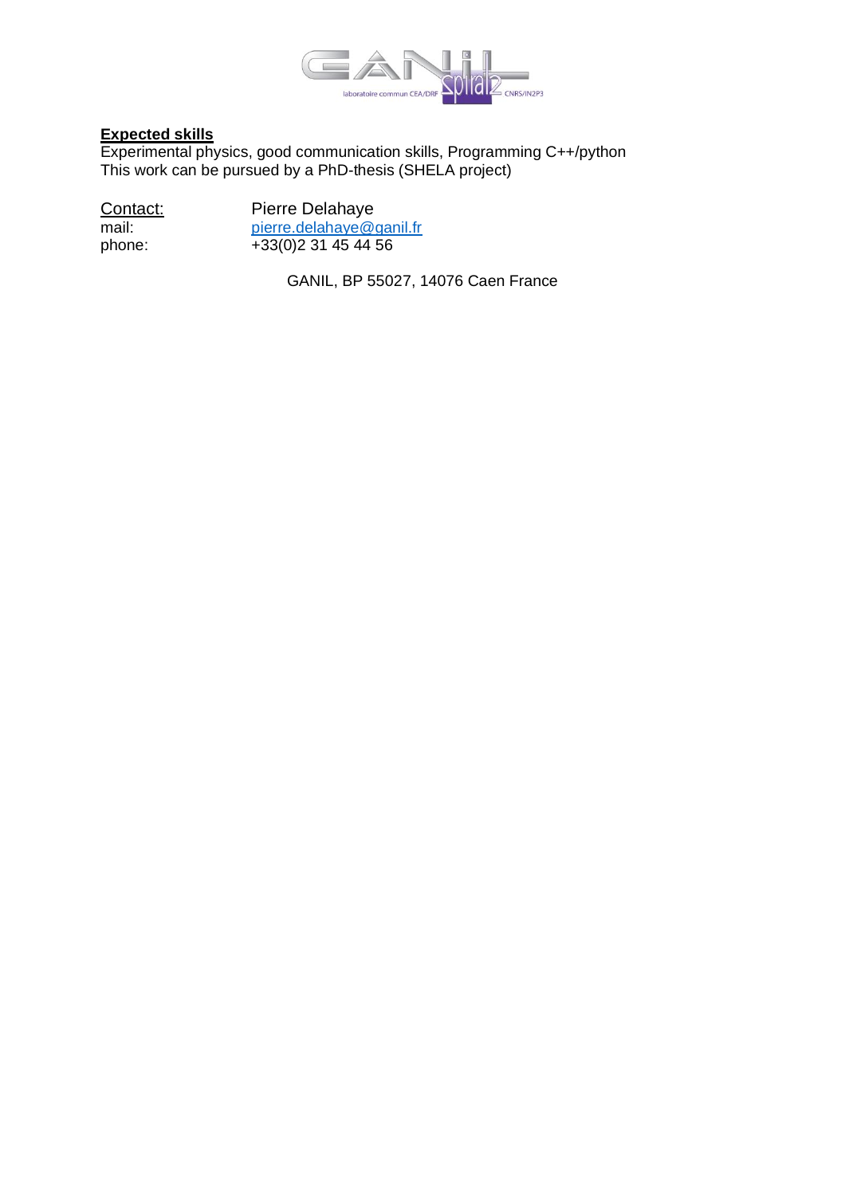**Expected skills**

Experimental physics, good communication skills, Programming C++/python
This work can be pursued by a PhD-thesis (SHELA project)

Contact: Pierre Delahaye
mail: pierre.delahaye@ganil.fr
phone: +33(0)2 31 45 44 56

GANIL, BP 55027, 14076 Caen France